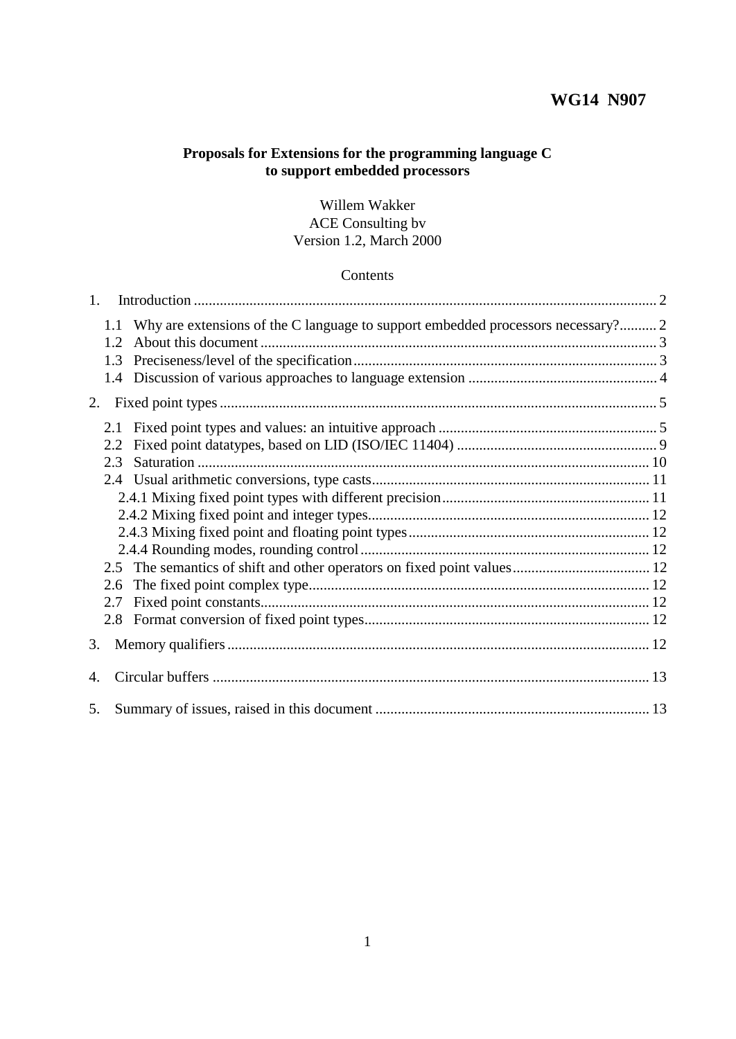**WG14 N907**

**Proposals for Extensions for the programming language C to support embedded processors**

Willem Wakker
ACE Consulting bv
Version 1.2, March 2000

Contents

1. Introduction ........ 2
   - 1.1 Why are extensions of the C language to support embedded processors necessary? ........ 2
   - 1.2 About this document ........ 3
   - 1.3 Preciseness/level of the specification ........ 3
   - 1.4 Discussion of various approaches to language extension ........ 4
2. Fixed point types ........ 5
   - 2.1 Fixed point types and values: an intuitive approach ........ 5
   - 2.2 Fixed point datatypes, based on LID (ISO/IEC 11404) ........ 9
   - 2.3 Saturation ........ 10
   - 2.4 Usual arithmetic conversions, type casts ........ 11
     - 2.4.1 Mixing fixed point types with different precision ........ 11
     - 2.4.2 Mixing fixed point and integer types ........ 12
     - 2.4.3 Mixing fixed point and floating point types ........ 12
     - 2.4.4 Rounding modes, rounding control ........ 12
   - 2.5 The semantics of shift and other operators on fixed point values ........ 12
   - 2.6 The fixed point complex type ........ 12
   - 2.7 Fixed point constants ........ 12
   - 2.8 Format conversion of fixed point types ........ 12
3. Memory qualifiers ........ 12
4. Circular buffers ........ 13
5. Summary of issues, raised in this document ........ 13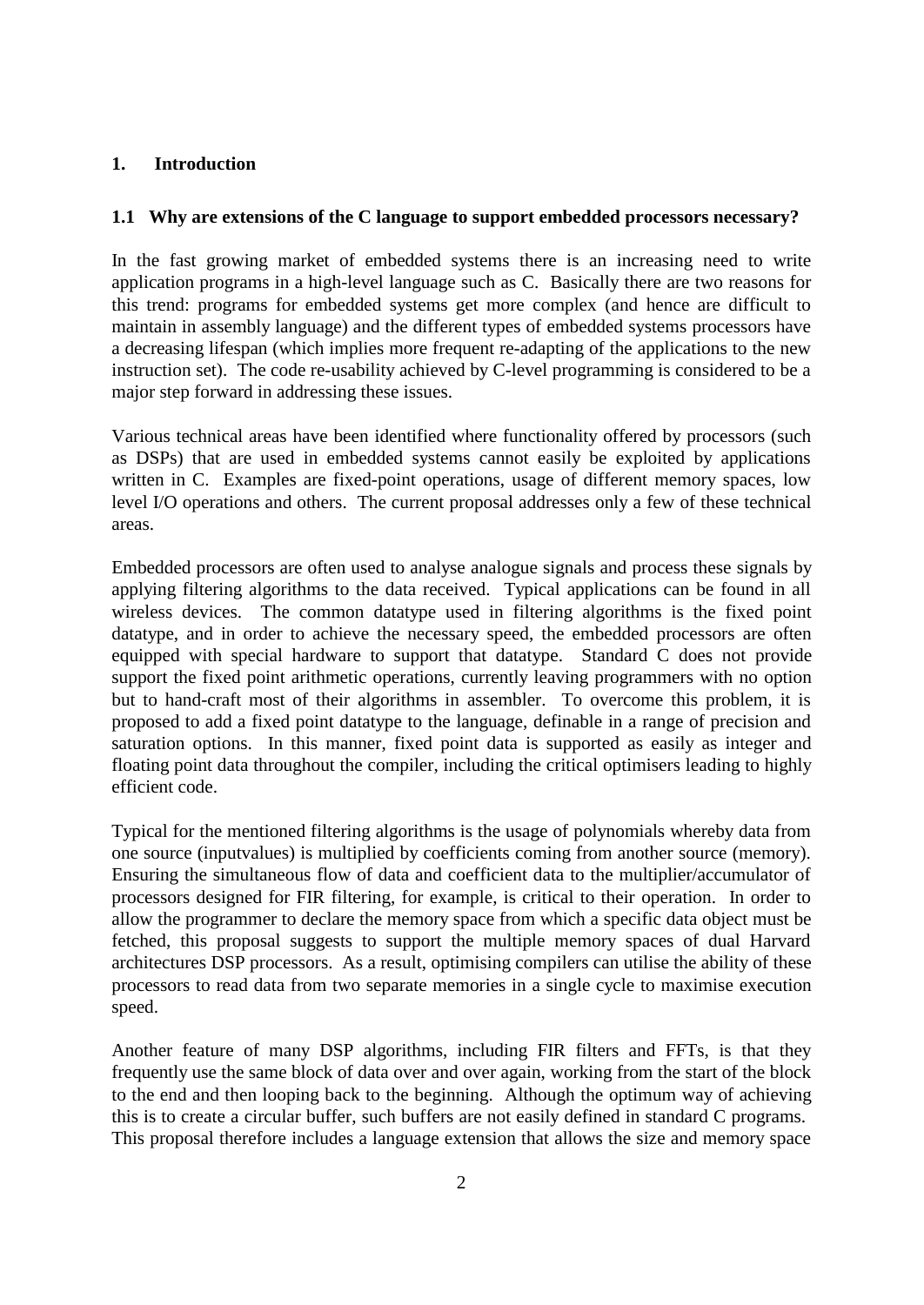# 1. Introduction

## 1.1 Why are extensions of the C language to support embedded processors necessary?

In the fast growing market of embedded systems there is an increasing need to write application programs in a high-level language such as C. Basically there are two reasons for this trend: programs for embedded systems get more complex (and hence are difficult to maintain in assembly language) and the different types of embedded systems processors have a decreasing lifespan (which implies more frequent re-adapting of the applications to the new instruction set). The code re-usability achieved by C-level programming is considered to be a major step forward in addressing these issues.

Various technical areas have been identified where functionality offered by processors (such as DSPs) that are used in embedded systems cannot easily be exploited by applications written in C. Examples are fixed-point operations, usage of different memory spaces, low level I/O operations and others. The current proposal addresses only a few of these technical areas.

Embedded processors are often used to analyse analogue signals and process these signals by applying filtering algorithms to the data received. Typical applications can be found in all wireless devices. The common datatype used in filtering algorithms is the fixed point datatype, and in order to achieve the necessary speed, the embedded processors are often equipped with special hardware to support that datatype. Standard C does not provide support the fixed point arithmetic operations, currently leaving programmers with no option but to hand-craft most of their algorithms in assembler. To overcome this problem, it is proposed to add a fixed point datatype to the language, definable in a range of precision and saturation options. In this manner, fixed point data is supported as easily as integer and floating point data throughout the compiler, including the critical optimisers leading to highly efficient code.

Typical for the mentioned filtering algorithms is the usage of polynomials whereby data from one source (inputvalues) is multiplied by coefficients coming from another source (memory). Ensuring the simultaneous flow of data and coefficient data to the multiplier/accumulator of processors designed for FIR filtering, for example, is critical to their operation. In order to allow the programmer to declare the memory space from which a specific data object must be fetched, this proposal suggests to support the multiple memory spaces of dual Harvard architectures DSP processors. As a result, optimising compilers can utilise the ability of these processors to read data from two separate memories in a single cycle to maximise execution speed.

Another feature of many DSP algorithms, including FIR filters and FFTs, is that they frequently use the same block of data over and over again, working from the start of the block to the end and then looping back to the beginning. Although the optimum way of achieving this is to create a circular buffer, such buffers are not easily defined in standard C programs. This proposal therefore includes a language extension that allows the size and memory space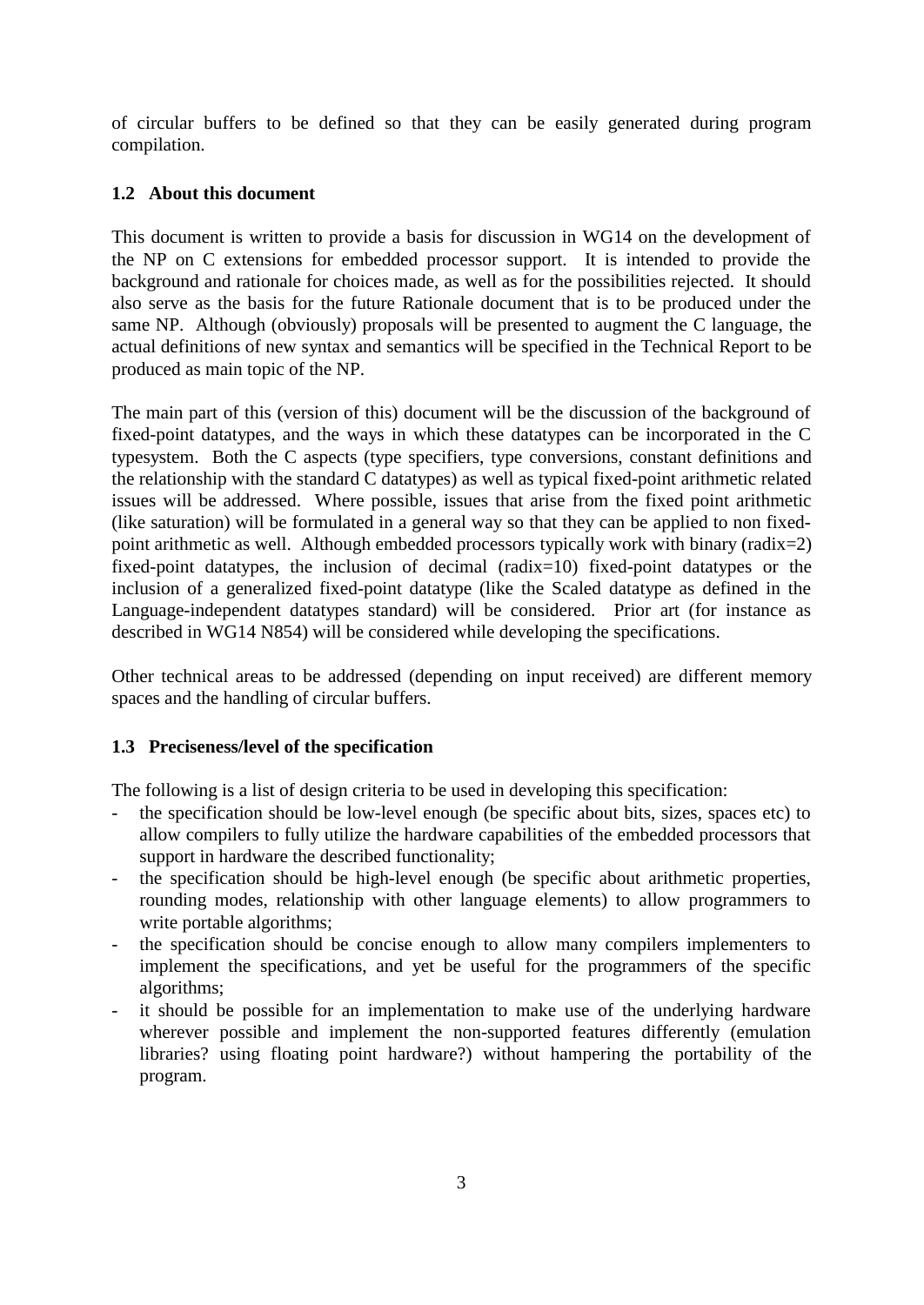of circular buffers to be defined so that they can be easily generated during program compilation.

### 1.2 About this document

This document is written to provide a basis for discussion in WG14 on the development of the NP on C extensions for embedded processor support. It is intended to provide the background and rationale for choices made, as well as for the possibilities rejected. It should also serve as the basis for the future Rationale document that is to be produced under the same NP. Although (obviously) proposals will be presented to augment the C language, the actual definitions of new syntax and semantics will be specified in the Technical Report to be produced as main topic of the NP.

The main part of this (version of this) document will be the discussion of the background of fixed-point datatypes, and the ways in which these datatypes can be incorporated in the C typesystem. Both the C aspects (type specifiers, type conversions, constant definitions and the relationship with the standard C datatypes) as well as typical fixed-point arithmetic related issues will be addressed. Where possible, issues that arise from the fixed point arithmetic (like saturation) will be formulated in a general way so that they can be applied to non fixed-point arithmetic as well. Although embedded processors typically work with binary (radix=2) fixed-point datatypes, the inclusion of decimal (radix=10) fixed-point datatypes or the inclusion of a generalized fixed-point datatype (like the Scaled datatype as defined in the Language-independent datatypes standard) will be considered. Prior art (for instance as described in WG14 N854) will be considered while developing the specifications.

Other technical areas to be addressed (depending on input received) are different memory spaces and the handling of circular buffers.

### 1.3 Preciseness/level of the specification

The following is a list of design criteria to be used in developing this specification:

- the specification should be low-level enough (be specific about bits, sizes, spaces etc) to allow compilers to fully utilize the hardware capabilities of the embedded processors that support in hardware the described functionality;
- the specification should be high-level enough (be specific about arithmetic properties, rounding modes, relationship with other language elements) to allow programmers to write portable algorithms;
- the specification should be concise enough to allow many compilers implementers to implement the specifications, and yet be useful for the programmers of the specific algorithms;
- it should be possible for an implementation to make use of the underlying hardware wherever possible and implement the non-supported features differently (emulation libraries? using floating point hardware?) without hampering the portability of the program.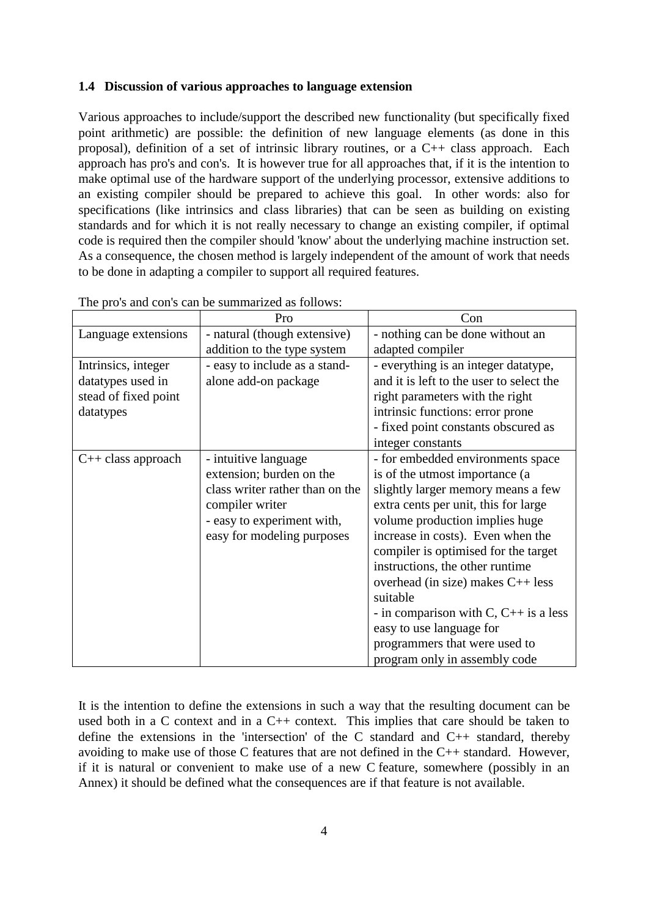### 1.4 Discussion of various approaches to language extension

Various approaches to include/support the described new functionality (but specifically fixed point arithmetic) are possible: the definition of new language elements (as done in this proposal), definition of a set of intrinsic library routines, or a C++ class approach. Each approach has pro's and con's. It is however true for all approaches that, if it is the intention to make optimal use of the hardware support of the underlying processor, extensive additions to an existing compiler should be prepared to achieve this goal. In other words: also for specifications (like intrinsics and class libraries) that can be seen as building on existing standards and for which it is not really necessary to change an existing compiler, if optimal code is required then the compiler should 'know' about the underlying machine instruction set. As a consequence, the chosen method is largely independent of the amount of work that needs to be done in adapting a compiler to support all required features.

The pro's and con's can be summarized as follows:

| | Pro | Con |
|---|---|---|
| Language extensions | - natural (though extensive) addition to the type system | - nothing can be done without an adapted compiler |
| Intrinsics, integer datatypes used in stead of fixed point datatypes | - easy to include as a stand-alone add-on package | - everything is an integer datatype, and it is left to the user to select the right parameters with the right intrinsic functions: error prone<br>- fixed point constants obscured as integer constants |
| C++ class approach | - intuitive language extension; burden on the class writer rather than on the compiler writer<br>- easy to experiment with, easy for modeling purposes | - for embedded environments space is of the utmost importance (a slightly larger memory means a few extra cents per unit, this for large volume production implies huge increase in costs). Even when the compiler is optimised for the target instructions, the other runtime overhead (in size) makes C++ less suitable<br>- in comparison with C, C++ is a less easy to use language for programmers that were used to program only in assembly code |

It is the intention to define the extensions in such a way that the resulting document can be used both in a C context and in a C++ context. This implies that care should be taken to define the extensions in the 'intersection' of the C standard and C++ standard, thereby avoiding to make use of those C features that are not defined in the C++ standard. However, if it is natural or convenient to make use of a new C feature, somewhere (possibly in an Annex) it should be defined what the consequences are if that feature is not available.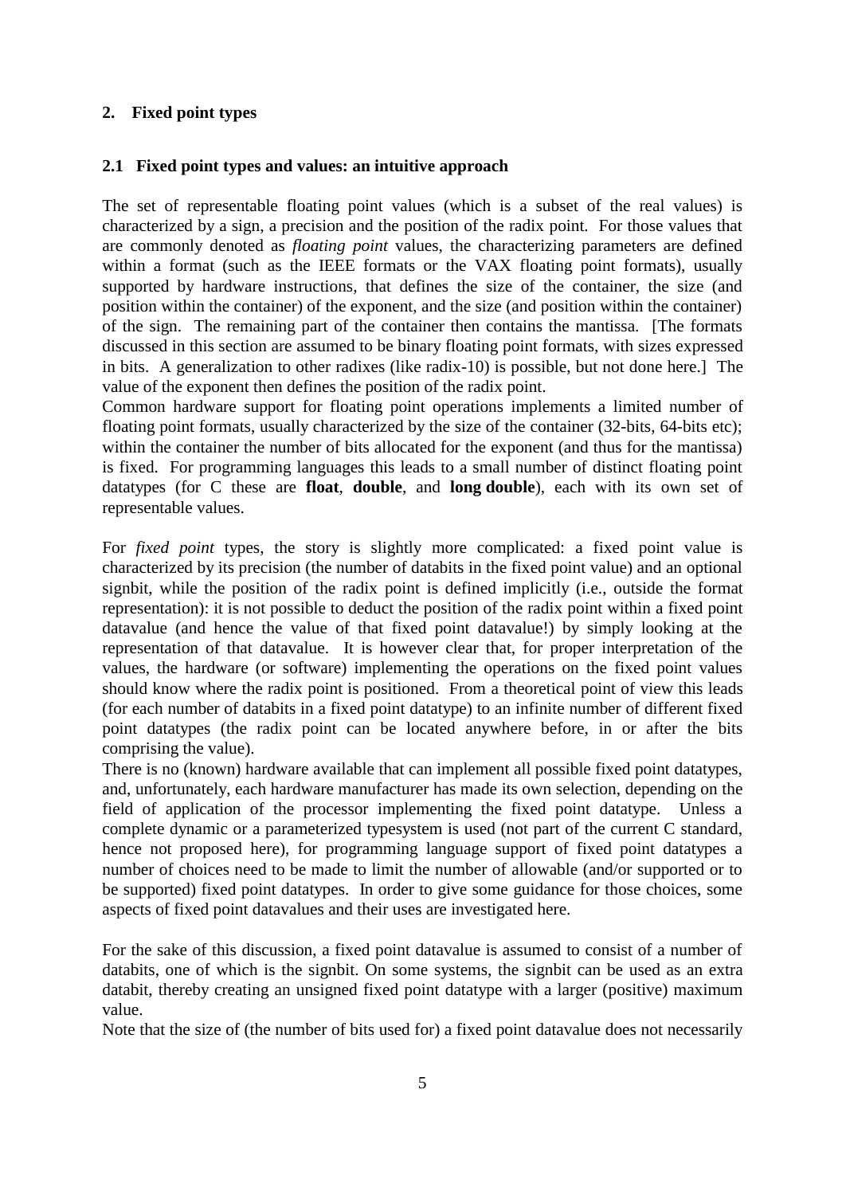## 2. Fixed point types

### 2.1 Fixed point types and values: an intuitive approach

The set of representable floating point values (which is a subset of the real values) is characterized by a sign, a precision and the position of the radix point. For those values that are commonly denoted as *floating point* values, the characterizing parameters are defined within a format (such as the IEEE formats or the VAX floating point formats), usually supported by hardware instructions, that defines the size of the container, the size (and position within the container) of the exponent, and the size (and position within the container) of the sign. The remaining part of the container then contains the mantissa. [The formats discussed in this section are assumed to be binary floating point formats, with sizes expressed in bits. A generalization to other radixes (like radix-10) is possible, but not done here.] The value of the exponent then defines the position of the radix point.

Common hardware support for floating point operations implements a limited number of floating point formats, usually characterized by the size of the container (32-bits, 64-bits etc); within the container the number of bits allocated for the exponent (and thus for the mantissa) is fixed. For programming languages this leads to a small number of distinct floating point datatypes (for C these are **float**, **double**, and **long double**), each with its own set of representable values.

For *fixed point* types, the story is slightly more complicated: a fixed point value is characterized by its precision (the number of databits in the fixed point value) and an optional signbit, while the position of the radix point is defined implicitly (i.e., outside the format representation): it is not possible to deduct the position of the radix point within a fixed point datavalue (and hence the value of that fixed point datavalue!) by simply looking at the representation of that datavalue. It is however clear that, for proper interpretation of the values, the hardware (or software) implementing the operations on the fixed point values should know where the radix point is positioned. From a theoretical point of view this leads (for each number of databits in a fixed point datatype) to an infinite number of different fixed point datatypes (the radix point can be located anywhere before, in or after the bits comprising the value).

There is no (known) hardware available that can implement all possible fixed point datatypes, and, unfortunately, each hardware manufacturer has made its own selection, depending on the field of application of the processor implementing the fixed point datatype. Unless a complete dynamic or a parameterized typesystem is used (not part of the current C standard, hence not proposed here), for programming language support of fixed point datatypes a number of choices need to be made to limit the number of allowable (and/or supported or to be supported) fixed point datatypes. In order to give some guidance for those choices, some aspects of fixed point datavalues and their uses are investigated here.

For the sake of this discussion, a fixed point datavalue is assumed to consist of a number of databits, one of which is the signbit. On some systems, the signbit can be used as an extra databit, thereby creating an unsigned fixed point datatype with a larger (positive) maximum value.

Note that the size of (the number of bits used for) a fixed point datavalue does not necessarily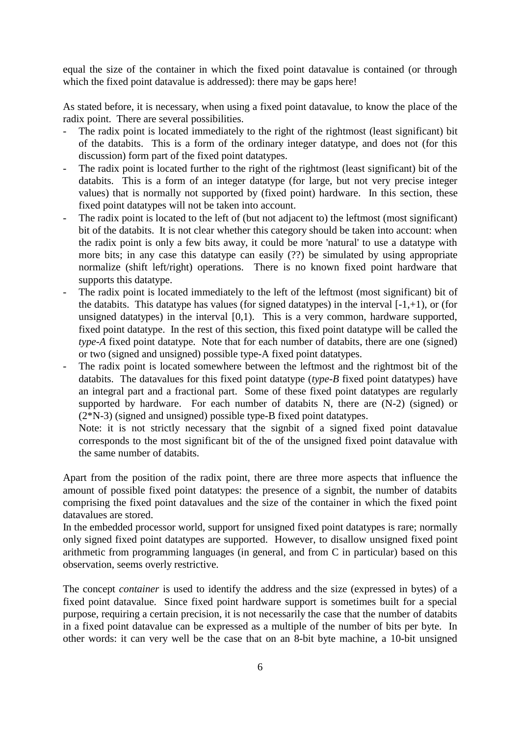equal the size of the container in which the fixed point datavalue is contained (or through which the fixed point datavalue is addressed): there may be gaps here!

As stated before, it is necessary, when using a fixed point datavalue, to know the place of the radix point. There are several possibilities.

- The radix point is located immediately to the right of the rightmost (least significant) bit of the databits. This is a form of the ordinary integer datatype, and does not (for this discussion) form part of the fixed point datatypes.
- The radix point is located further to the right of the rightmost (least significant) bit of the databits. This is a form of an integer datatype (for large, but not very precise integer values) that is normally not supported by (fixed point) hardware. In this section, these fixed point datatypes will not be taken into account.
- The radix point is located to the left of (but not adjacent to) the leftmost (most significant) bit of the databits. It is not clear whether this category should be taken into account: when the radix point is only a few bits away, it could be more 'natural' to use a datatype with more bits; in any case this datatype can easily (??) be simulated by using appropriate normalize (shift left/right) operations. There is no known fixed point hardware that supports this datatype.
- The radix point is located immediately to the left of the leftmost (most significant) bit of the databits. This datatype has values (for signed datatypes) in the interval [-1,+1), or (for unsigned datatypes) in the interval [0,1). This is a very common, hardware supported, fixed point datatype. In the rest of this section, this fixed point datatype will be called the *type-A* fixed point datatype. Note that for each number of databits, there are one (signed) or two (signed and unsigned) possible type-A fixed point datatypes.
- The radix point is located somewhere between the leftmost and the rightmost bit of the databits. The datavalues for this fixed point datatype (*type-B* fixed point datatypes) have an integral part and a fractional part. Some of these fixed point datatypes are regularly supported by hardware. For each number of databits N, there are (N-2) (signed) or (2*N-3) (signed and unsigned) possible type-B fixed point datatypes.

  Note: it is not strictly necessary that the signbit of a signed fixed point datavalue corresponds to the most significant bit of the of the unsigned fixed point datavalue with the same number of databits.

Apart from the position of the radix point, there are three more aspects that influence the amount of possible fixed point datatypes: the presence of a signbit, the number of databits comprising the fixed point datavalues and the size of the container in which the fixed point datavalues are stored.

In the embedded processor world, support for unsigned fixed point datatypes is rare; normally only signed fixed point datatypes are supported. However, to disallow unsigned fixed point arithmetic from programming languages (in general, and from C in particular) based on this observation, seems overly restrictive.

The concept *container* is used to identify the address and the size (expressed in bytes) of a fixed point datavalue. Since fixed point hardware support is sometimes built for a special purpose, requiring a certain precision, it is not necessarily the case that the number of databits in a fixed point datavalue can be expressed as a multiple of the number of bits per byte. In other words: it can very well be the case that on an 8-bit byte machine, a 10-bit unsigned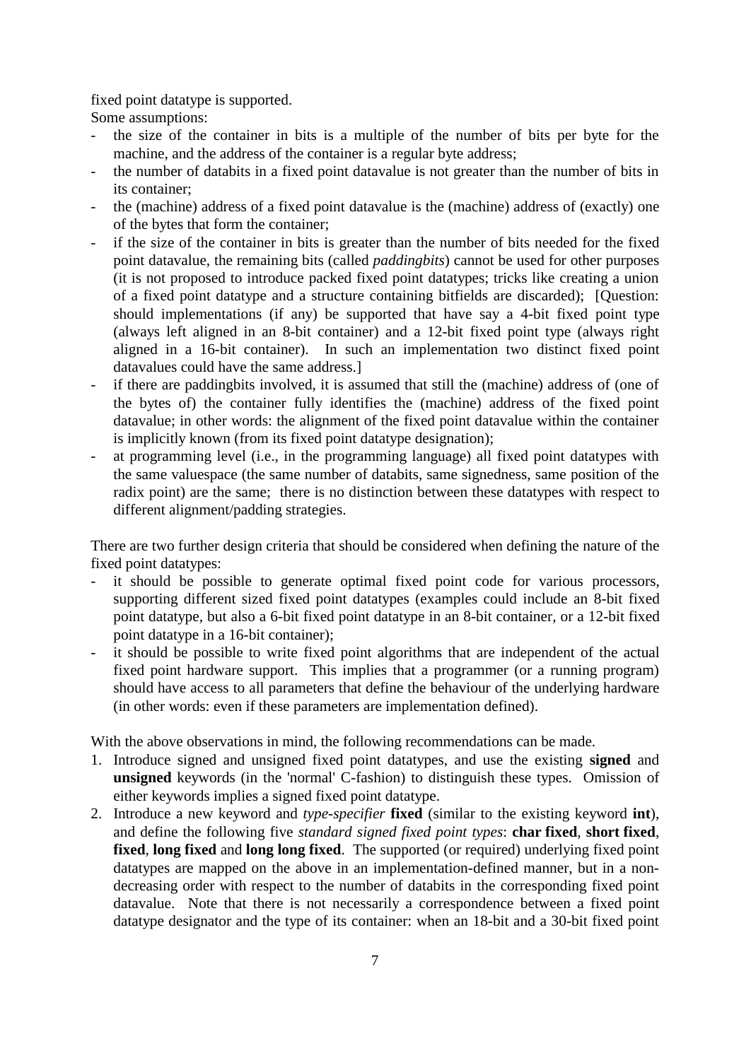fixed point datatype is supported.

Some assumptions:

- the size of the container in bits is a multiple of the number of bits per byte for the machine, and the address of the container is a regular byte address;
- the number of databits in a fixed point datavalue is not greater than the number of bits in its container;
- the (machine) address of a fixed point datavalue is the (machine) address of (exactly) one of the bytes that form the container;
- if the size of the container in bits is greater than the number of bits needed for the fixed point datavalue, the remaining bits (called *paddingbits*) cannot be used for other purposes (it is not proposed to introduce packed fixed point datatypes; tricks like creating a union of a fixed point datatype and a structure containing bitfields are discarded); [Question: should implementations (if any) be supported that have say a 4-bit fixed point type (always left aligned in an 8-bit container) and a 12-bit fixed point type (always right aligned in a 16-bit container). In such an implementation two distinct fixed point datavalues could have the same address.]
- if there are paddingbits involved, it is assumed that still the (machine) address of (one of the bytes of) the container fully identifies the (machine) address of the fixed point datavalue; in other words: the alignment of the fixed point datavalue within the container is implicitly known (from its fixed point datatype designation);
- at programming level (i.e., in the programming language) all fixed point datatypes with the same valuespace (the same number of databits, same signedness, same position of the radix point) are the same; there is no distinction between these datatypes with respect to different alignment/padding strategies.

There are two further design criteria that should be considered when defining the nature of the fixed point datatypes:

- it should be possible to generate optimal fixed point code for various processors, supporting different sized fixed point datatypes (examples could include an 8-bit fixed point datatype, but also a 6-bit fixed point datatype in an 8-bit container, or a 12-bit fixed point datatype in a 16-bit container);
- it should be possible to write fixed point algorithms that are independent of the actual fixed point hardware support. This implies that a programmer (or a running program) should have access to all parameters that define the behaviour of the underlying hardware (in other words: even if these parameters are implementation defined).

With the above observations in mind, the following recommendations can be made.

1. Introduce signed and unsigned fixed point datatypes, and use the existing **signed** and **unsigned** keywords (in the 'normal' C-fashion) to distinguish these types. Omission of either keywords implies a signed fixed point datatype.
2. Introduce a new keyword and *type-specifier* **fixed** (similar to the existing keyword **int**), and define the following five *standard signed fixed point types*: **char fixed**, **short fixed**, **fixed**, **long fixed** and **long long fixed**. The supported (or required) underlying fixed point datatypes are mapped on the above in an implementation-defined manner, but in a non-decreasing order with respect to the number of databits in the corresponding fixed point datavalue. Note that there is not necessarily a correspondence between a fixed point datatype designator and the type of its container: when an 18-bit and a 30-bit fixed point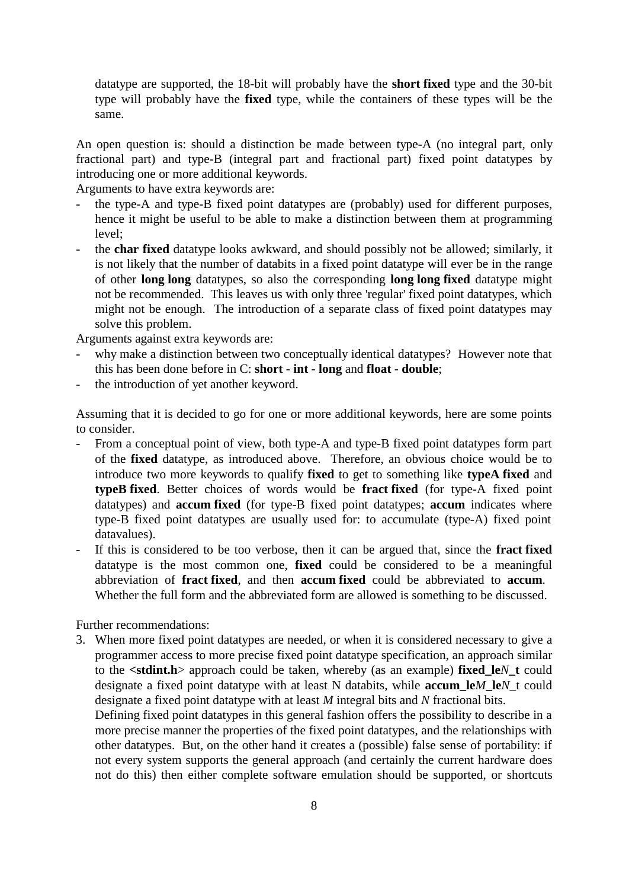datatype are supported, the 18-bit will probably have the **short fixed** type and the 30-bit type will probably have the **fixed** type, while the containers of these types will be the same.

An open question is: should a distinction be made between type-A (no integral part, only fractional part) and type-B (integral part and fractional part) fixed point datatypes by introducing one or more additional keywords.
Arguments to have extra keywords are:

- the type-A and type-B fixed point datatypes are (probably) used for different purposes, hence it might be useful to be able to make a distinction between them at programming level;
- the **char fixed** datatype looks awkward, and should possibly not be allowed; similarly, it is not likely that the number of databits in a fixed point datatype will ever be in the range of other **long long** datatypes, so also the corresponding **long long fixed** datatype might not be recommended. This leaves us with only three 'regular' fixed point datatypes, which might not be enough. The introduction of a separate class of fixed point datatypes may solve this problem.

Arguments against extra keywords are:

- why make a distinction between two conceptually identical datatypes? However note that this has been done before in C: **short** - **int** - **long** and **float** - **double**;
- the introduction of yet another keyword.

Assuming that it is decided to go for one or more additional keywords, here are some points to consider.

- From a conceptual point of view, both type-A and type-B fixed point datatypes form part of the **fixed** datatype, as introduced above. Therefore, an obvious choice would be to introduce two more keywords to qualify **fixed** to get to something like **typeA fixed** and **typeB fixed**. Better choices of words would be **fract fixed** (for type-A fixed point datatypes) and **accum fixed** (for type-B fixed point datatypes; **accum** indicates where type-B fixed point datatypes are usually used for: to accumulate (type-A) fixed point datavalues).
- If this is considered to be too verbose, then it can be argued that, since the **fract fixed** datatype is the most common one, **fixed** could be considered to be a meaningful abbreviation of **fract fixed**, and then **accum fixed** could be abbreviated to **accum**. Whether the full form and the abbreviated form are allowed is something to be discussed.

Further recommendations:

3. When more fixed point datatypes are needed, or when it is considered necessary to give a programmer access to more precise fixed point datatype specification, an approach similar to the **<stdint.h>** approach could be taken, whereby (as an example) **fixed_le*N*_t** could designate a fixed point datatype with at least N databits, while **accum_le*M*_le*N*_t** could designate a fixed point datatype with at least *M* integral bits and *N* fractional bits.
   Defining fixed point datatypes in this general fashion offers the possibility to describe in a more precise manner the properties of the fixed point datatypes, and the relationships with other datatypes. But, on the other hand it creates a (possible) false sense of portability: if not every system supports the general approach (and certainly the current hardware does not do this) then either complete software emulation should be supported, or shortcuts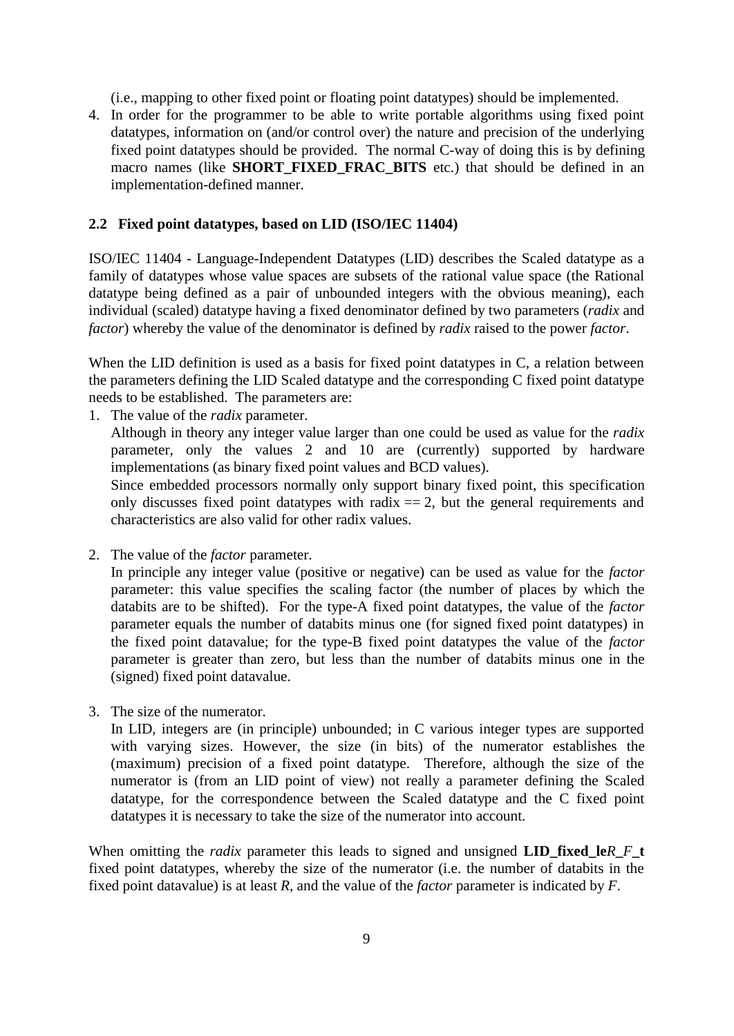(i.e., mapping to other fixed point or floating point datatypes) should be implemented.

4. In order for the programmer to be able to write portable algorithms using fixed point datatypes, information on (and/or control over) the nature and precision of the underlying fixed point datatypes should be provided. The normal C-way of doing this is by defining macro names (like **SHORT_FIXED_FRAC_BITS** etc.) that should be defined in an implementation-defined manner.

### 2.2 Fixed point datatypes, based on LID (ISO/IEC 11404)

ISO/IEC 11404 - Language-Independent Datatypes (LID) describes the Scaled datatype as a family of datatypes whose value spaces are subsets of the rational value space (the Rational datatype being defined as a pair of unbounded integers with the obvious meaning), each individual (scaled) datatype having a fixed denominator defined by two parameters (*radix* and *factor*) whereby the value of the denominator is defined by *radix* raised to the power *factor*.

When the LID definition is used as a basis for fixed point datatypes in C, a relation between the parameters defining the LID Scaled datatype and the corresponding C fixed point datatype needs to be established. The parameters are:

1. The value of the *radix* parameter.
   Although in theory any integer value larger than one could be used as value for the *radix* parameter, only the values 2 and 10 are (currently) supported by hardware implementations (as binary fixed point values and BCD values).
   Since embedded processors normally only support binary fixed point, this specification only discusses fixed point datatypes with radix == 2, but the general requirements and characteristics are also valid for other radix values.

2. The value of the *factor* parameter.
   In principle any integer value (positive or negative) can be used as value for the *factor* parameter: this value specifies the scaling factor (the number of places by which the databits are to be shifted). For the type-A fixed point datatypes, the value of the *factor* parameter equals the number of databits minus one (for signed fixed point datatypes) in the fixed point datavalue; for the type-B fixed point datatypes the value of the *factor* parameter is greater than zero, but less than the number of databits minus one in the (signed) fixed point datavalue.

3. The size of the numerator.
   In LID, integers are (in principle) unbounded; in C various integer types are supported with varying sizes. However, the size (in bits) of the numerator establishes the (maximum) precision of a fixed point datatype. Therefore, although the size of the numerator is (from an LID point of view) not really a parameter defining the Scaled datatype, for the correspondence between the Scaled datatype and the C fixed point datatypes it is necessary to take the size of the numerator into account.

When omitting the *radix* parameter this leads to signed and unsigned **LID_fixed_le*R*_*F*_t** fixed point datatypes, whereby the size of the numerator (i.e. the number of databits in the fixed point datavalue) is at least *R*, and the value of the *factor* parameter is indicated by *F*.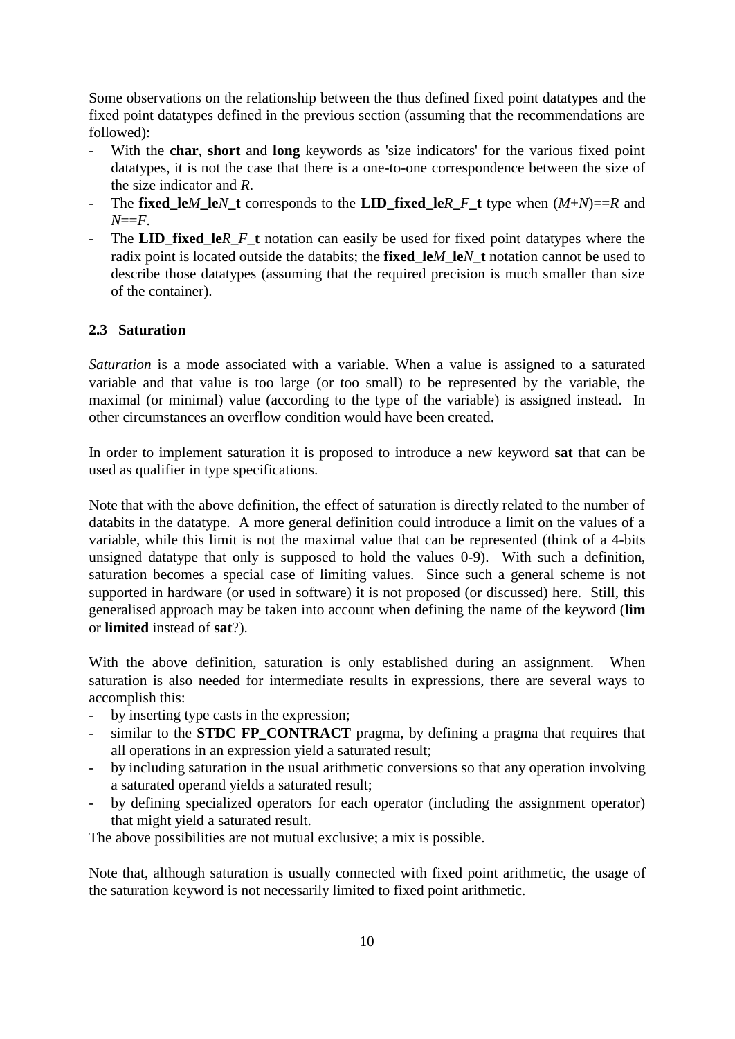Some observations on the relationship between the thus defined fixed point datatypes and the fixed point datatypes defined in the previous section (assuming that the recommendations are followed):

- With the **char**, **short** and **long** keywords as 'size indicators' for the various fixed point datatypes, it is not the case that there is a one-to-one correspondence between the size of the size indicator and *R*.
- The **fixed_le***M***_le***N***_t** corresponds to the **LID_fixed_le***R***_***F***_t** type when (*M*+*N*)==*R* and *N*==*F*.
- The **LID_fixed_le***R***_***F***_t** notation can easily be used for fixed point datatypes where the radix point is located outside the databits; the **fixed_le***M***_le***N***_t** notation cannot be used to describe those datatypes (assuming that the required precision is much smaller than size of the container).

### 2.3 Saturation

*Saturation* is a mode associated with a variable. When a value is assigned to a saturated variable and that value is too large (or too small) to be represented by the variable, the maximal (or minimal) value (according to the type of the variable) is assigned instead. In other circumstances an overflow condition would have been created.

In order to implement saturation it is proposed to introduce a new keyword **sat** that can be used as qualifier in type specifications.

Note that with the above definition, the effect of saturation is directly related to the number of databits in the datatype. A more general definition could introduce a limit on the values of a variable, while this limit is not the maximal value that can be represented (think of a 4-bits unsigned datatype that only is supposed to hold the values 0-9). With such a definition, saturation becomes a special case of limiting values. Since such a general scheme is not supported in hardware (or used in software) it is not proposed (or discussed) here. Still, this generalised approach may be taken into account when defining the name of the keyword (**lim** or **limited** instead of **sat**?).

With the above definition, saturation is only established during an assignment. When saturation is also needed for intermediate results in expressions, there are several ways to accomplish this:

- by inserting type casts in the expression;
- similar to the **STDC FP_CONTRACT** pragma, by defining a pragma that requires that all operations in an expression yield a saturated result;
- by including saturation in the usual arithmetic conversions so that any operation involving a saturated operand yields a saturated result;
- by defining specialized operators for each operator (including the assignment operator) that might yield a saturated result.

The above possibilities are not mutual exclusive; a mix is possible.

Note that, although saturation is usually connected with fixed point arithmetic, the usage of the saturation keyword is not necessarily limited to fixed point arithmetic.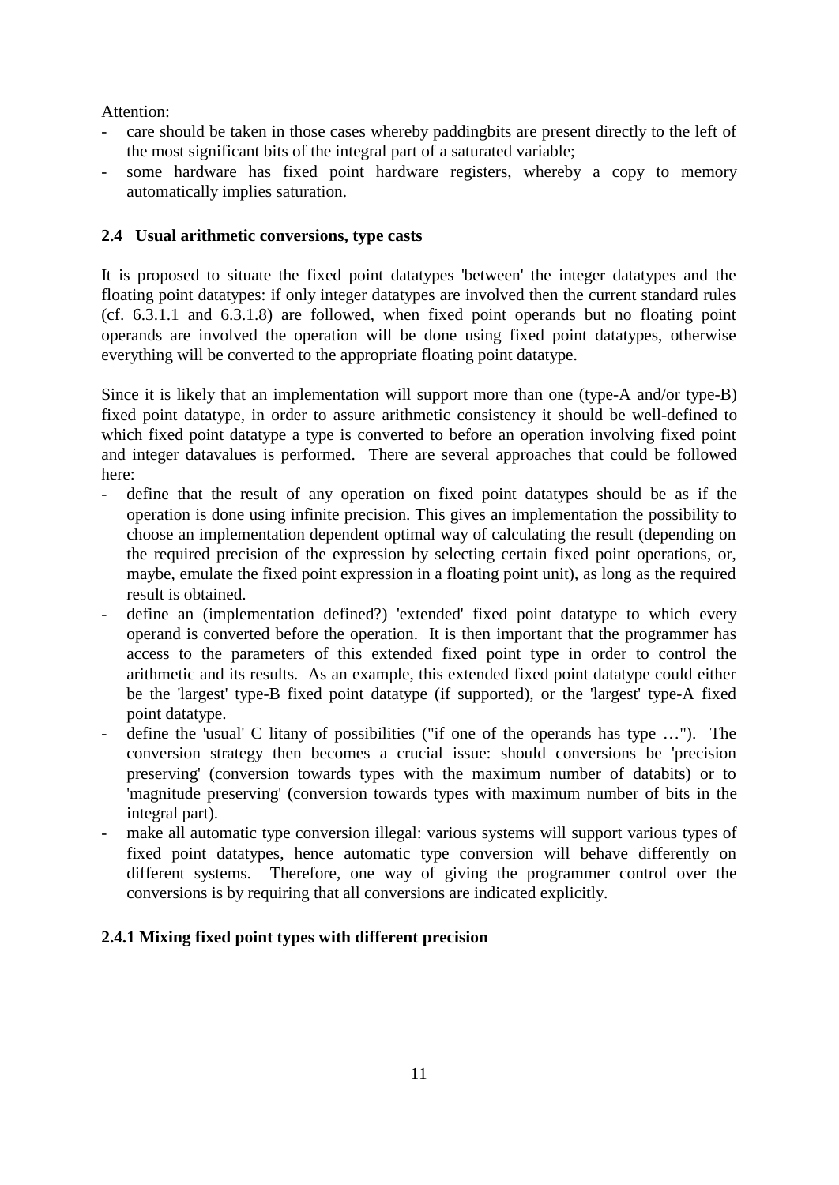Attention:

- care should be taken in those cases whereby paddingbits are present directly to the left of the most significant bits of the integral part of a saturated variable;
- some hardware has fixed point hardware registers, whereby a copy to memory automatically implies saturation.

## 2.4 Usual arithmetic conversions, type casts

It is proposed to situate the fixed point datatypes 'between' the integer datatypes and the floating point datatypes: if only integer datatypes are involved then the current standard rules (cf. 6.3.1.1 and 6.3.1.8) are followed, when fixed point operands but no floating point operands are involved the operation will be done using fixed point datatypes, otherwise everything will be converted to the appropriate floating point datatype.

Since it is likely that an implementation will support more than one (type-A and/or type-B) fixed point datatype, in order to assure arithmetic consistency it should be well-defined to which fixed point datatype a type is converted to before an operation involving fixed point and integer datavalues is performed. There are several approaches that could be followed here:

- define that the result of any operation on fixed point datatypes should be as if the operation is done using infinite precision. This gives an implementation the possibility to choose an implementation dependent optimal way of calculating the result (depending on the required precision of the expression by selecting certain fixed point operations, or, maybe, emulate the fixed point expression in a floating point unit), as long as the required result is obtained.
- define an (implementation defined?) 'extended' fixed point datatype to which every operand is converted before the operation. It is then important that the programmer has access to the parameters of this extended fixed point type in order to control the arithmetic and its results. As an example, this extended fixed point datatype could either be the 'largest' type-B fixed point datatype (if supported), or the 'largest' type-A fixed point datatype.
- define the 'usual' C litany of possibilities ("if one of the operands has type …"). The conversion strategy then becomes a crucial issue: should conversions be 'precision preserving' (conversion towards types with the maximum number of databits) or to 'magnitude preserving' (conversion towards types with maximum number of bits in the integral part).
- make all automatic type conversion illegal: various systems will support various types of fixed point datatypes, hence automatic type conversion will behave differently on different systems. Therefore, one way of giving the programmer control over the conversions is by requiring that all conversions are indicated explicitly.

### 2.4.1 Mixing fixed point types with different precision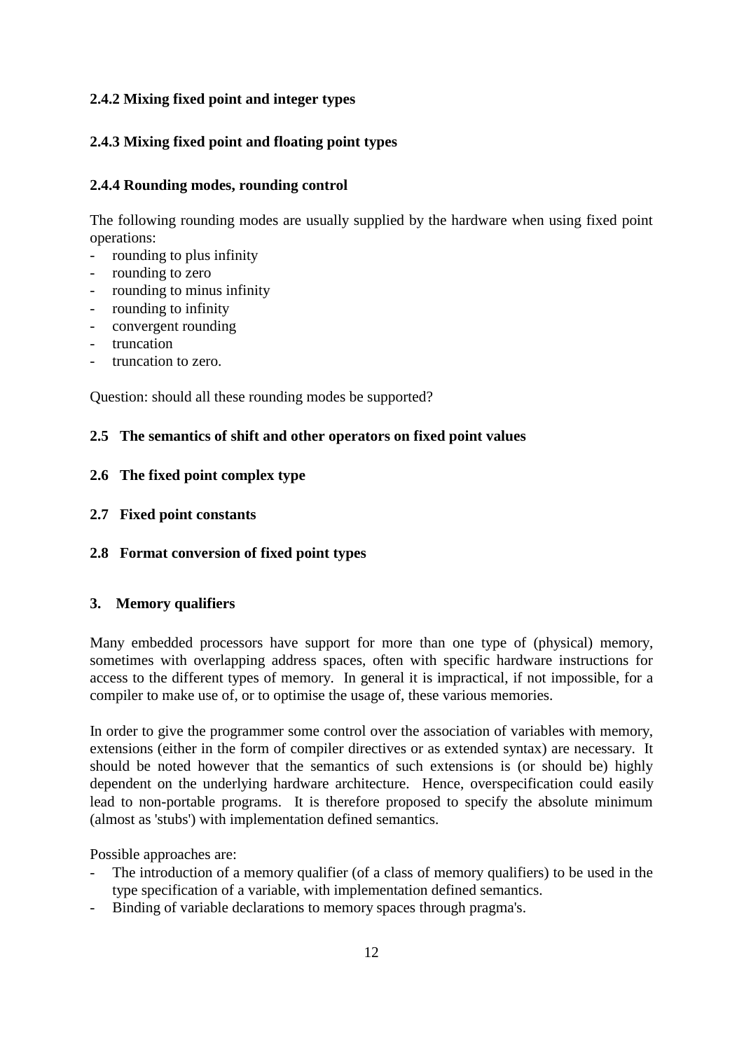### 2.4.2 Mixing fixed point and integer types

### 2.4.3 Mixing fixed point and floating point types

### 2.4.4 Rounding modes, rounding control

The following rounding modes are usually supplied by the hardware when using fixed point operations:

- rounding to plus infinity
- rounding to zero
- rounding to minus infinity
- rounding to infinity
- convergent rounding
- truncation
- truncation to zero.

Question: should all these rounding modes be supported?

## 2.5 The semantics of shift and other operators on fixed point values

## 2.6 The fixed point complex type

## 2.7 Fixed point constants

## 2.8 Format conversion of fixed point types

# 3. Memory qualifiers

Many embedded processors have support for more than one type of (physical) memory, sometimes with overlapping address spaces, often with specific hardware instructions for access to the different types of memory. In general it is impractical, if not impossible, for a compiler to make use of, or to optimise the usage of, these various memories.

In order to give the programmer some control over the association of variables with memory, extensions (either in the form of compiler directives or as extended syntax) are necessary. It should be noted however that the semantics of such extensions is (or should be) highly dependent on the underlying hardware architecture. Hence, overspecification could easily lead to non-portable programs. It is therefore proposed to specify the absolute minimum (almost as 'stubs') with implementation defined semantics.

Possible approaches are:

- The introduction of a memory qualifier (of a class of memory qualifiers) to be used in the type specification of a variable, with implementation defined semantics.
- Binding of variable declarations to memory spaces through pragma's.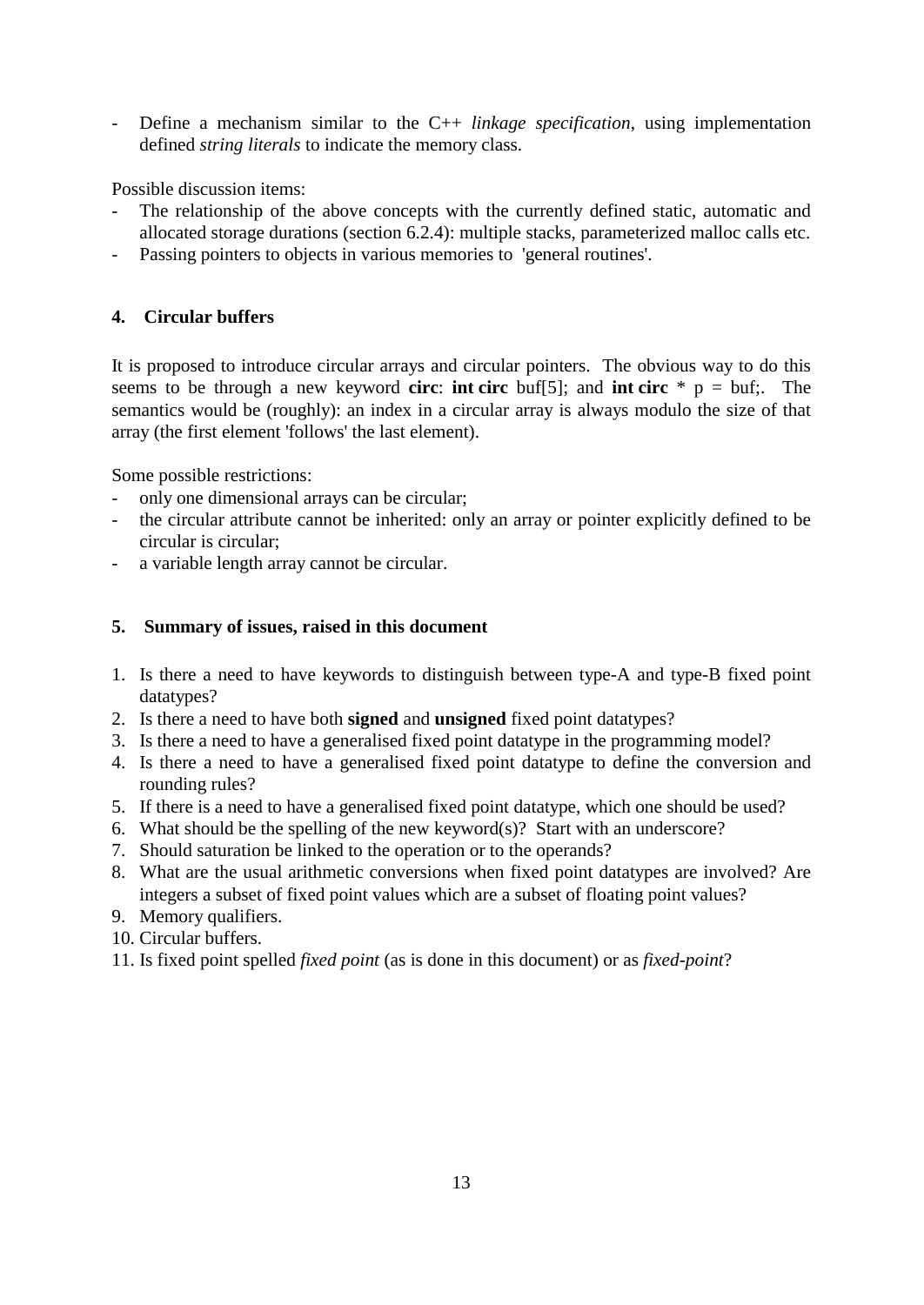- Define a mechanism similar to the C++ *linkage specification*, using implementation defined *string literals* to indicate the memory class.

Possible discussion items:

- The relationship of the above concepts with the currently defined static, automatic and allocated storage durations (section 6.2.4): multiple stacks, parameterized malloc calls etc.
- Passing pointers to objects in various memories to 'general routines'.

## 4. Circular buffers

It is proposed to introduce circular arrays and circular pointers. The obvious way to do this seems to be through a new keyword **circ**: **int circ** buf[5]; and **int circ** * p = buf;. The semantics would be (roughly): an index in a circular array is always modulo the size of that array (the first element 'follows' the last element).

Some possible restrictions:

- only one dimensional arrays can be circular;
- the circular attribute cannot be inherited: only an array or pointer explicitly defined to be circular is circular;
- a variable length array cannot be circular.

## 5. Summary of issues, raised in this document

1. Is there a need to have keywords to distinguish between type-A and type-B fixed point datatypes?
2. Is there a need to have both **signed** and **unsigned** fixed point datatypes?
3. Is there a need to have a generalised fixed point datatype in the programming model?
4. Is there a need to have a generalised fixed point datatype to define the conversion and rounding rules?
5. If there is a need to have a generalised fixed point datatype, which one should be used?
6. What should be the spelling of the new keyword(s)? Start with an underscore?
7. Should saturation be linked to the operation or to the operands?
8. What are the usual arithmetic conversions when fixed point datatypes are involved? Are integers a subset of fixed point values which are a subset of floating point values?
9. Memory qualifiers.
10. Circular buffers.
11. Is fixed point spelled *fixed point* (as is done in this document) or as *fixed-point*?